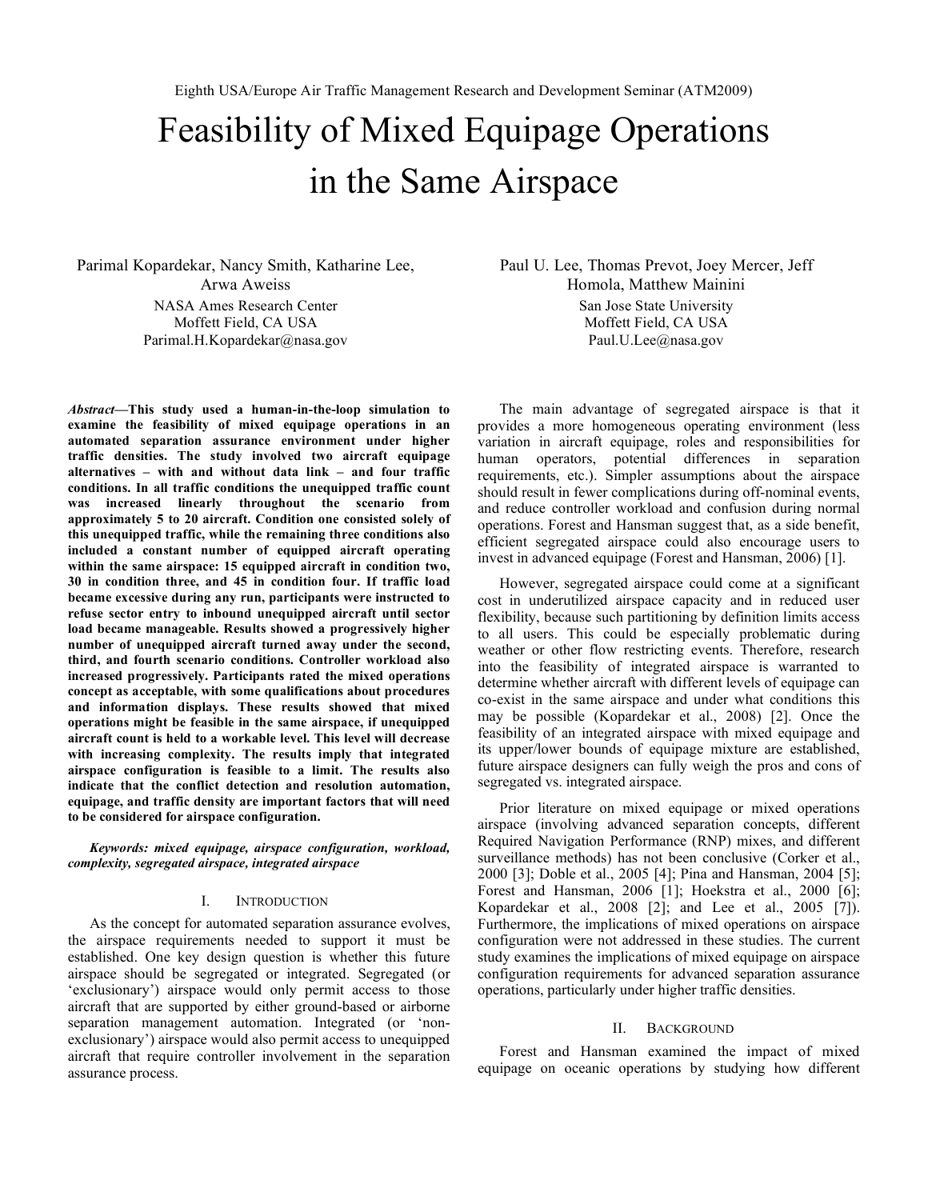# Feasibility of Mixed Equipage Operations in the Same Airspace

Parimal Kopardekar, Nancy Smith, Katharine Lee, Arwa Aweiss
NASA Ames Research Center
Moffett Field, CA USA
Parimal.H.Kopardekar@nasa.gov

Paul U. Lee, Thomas Prevot, Joey Mercer, Jeff Homola, Matthew Mainini
San Jose State University
Moffett Field, CA USA
Paul.U.Lee@nasa.gov

***Abstract*—This study used a human-in-the-loop simulation to examine the feasibility of mixed equipage operations in an automated separation assurance environment under higher traffic densities. The study involved two aircraft equipage alternatives – with and without data link – and four traffic conditions. In all traffic conditions the unequipped traffic count was increased linearly throughout the scenario from approximately 5 to 20 aircraft. Condition one consisted solely of this unequipped traffic, while the remaining three conditions also included a constant number of equipped aircraft operating within the same airspace: 15 equipped aircraft in condition two, 30 in condition three, and 45 in condition four. If traffic load became excessive during any run, participants were instructed to refuse sector entry to inbound unequipped aircraft until sector load became manageable. Results showed a progressively higher number of unequipped aircraft turned away under the second, third, and fourth scenario conditions. Controller workload also increased progressively. Participants rated the mixed operations concept as acceptable, with some qualifications about procedures and information displays. These results showed that mixed operations might be feasible in the same airspace, if unequipped aircraft count is held to a workable level. This level will decrease with increasing complexity. The results imply that integrated airspace configuration is feasible to a limit. The results also indicate that the conflict detection and resolution automation, equipage, and traffic density are important factors that will need to be considered for airspace configuration.**

***Keywords: mixed equipage, airspace configuration, workload, complexity, segregated airspace, integrated airspace***

## I. Introduction

As the concept for automated separation assurance evolves, the airspace requirements needed to support it must be established. One key design question is whether this future airspace should be segregated or integrated. Segregated (or 'exclusionary') airspace would only permit access to those aircraft that are supported by either ground-based or airborne separation management automation. Integrated (or 'non-exclusionary') airspace would also permit access to unequipped aircraft that require controller involvement in the separation assurance process.

The main advantage of segregated airspace is that it provides a more homogeneous operating environment (less variation in aircraft equipage, roles and responsibilities for human operators, potential differences in separation requirements, etc.). Simpler assumptions about the airspace should result in fewer complications during off-nominal events, and reduce controller workload and confusion during normal operations. Forest and Hansman suggest that, as a side benefit, efficient segregated airspace could also encourage users to invest in advanced equipage (Forest and Hansman, 2006) [1].

However, segregated airspace could come at a significant cost in underutilized airspace capacity and in reduced user flexibility, because such partitioning by definition limits access to all users. This could be especially problematic during weather or other flow restricting events. Therefore, research into the feasibility of integrated airspace is warranted to determine whether aircraft with different levels of equipage can co-exist in the same airspace and under what conditions this may be possible (Kopardekar et al., 2008) [2]. Once the feasibility of an integrated airspace with mixed equipage and its upper/lower bounds of equipage mixture are established, future airspace designers can fully weigh the pros and cons of segregated vs. integrated airspace.

Prior literature on mixed equipage or mixed operations airspace (involving advanced separation concepts, different Required Navigation Performance (RNP) mixes, and different surveillance methods) has not been conclusive (Corker et al., 2000 [3]; Doble et al., 2005 [4]; Pina and Hansman, 2004 [5]; Forest and Hansman, 2006 [1]; Hoekstra et al., 2000 [6]; Kopardekar et al., 2008 [2]; and Lee et al., 2005 [7]). Furthermore, the implications of mixed operations on airspace configuration were not addressed in these studies. The current study examines the implications of mixed equipage on airspace configuration requirements for advanced separation assurance operations, particularly under higher traffic densities.

## II. Background

Forest and Hansman examined the impact of mixed equipage on oceanic operations by studying how different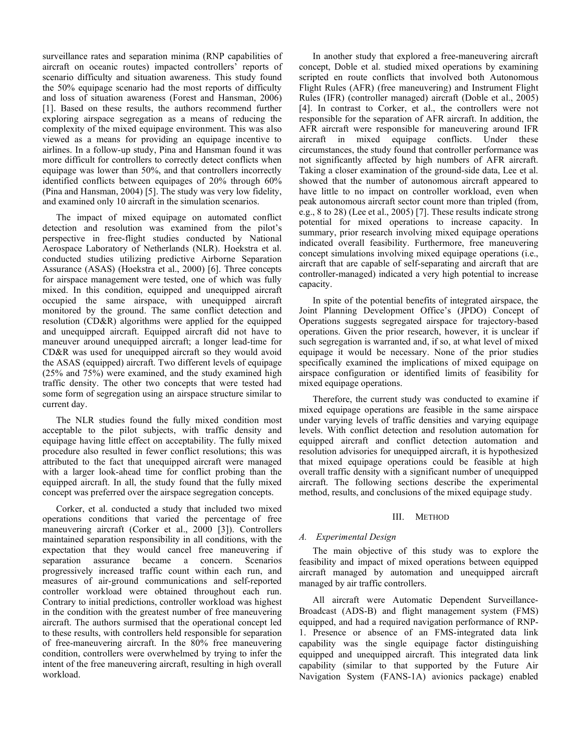surveillance rates and separation minima (RNP capabilities of aircraft on oceanic routes) impacted controllers' reports of scenario difficulty and situation awareness. This study found the 50% equipage scenario had the most reports of difficulty and loss of situation awareness (Forest and Hansman, 2006) [1]. Based on these results, the authors recommend further exploring airspace segregation as a means of reducing the complexity of the mixed equipage environment. This was also viewed as a means for providing an equipage incentive to airlines. In a follow-up study, Pina and Hansman found it was more difficult for controllers to correctly detect conflicts when equipage was lower than 50%, and that controllers incorrectly identified conflicts between equipages of 20% through 60% (Pina and Hansman, 2004) [5]. The study was very low fidelity, and examined only 10 aircraft in the simulation scenarios.

The impact of mixed equipage on automated conflict detection and resolution was examined from the pilot's perspective in free-flight studies conducted by National Aerospace Laboratory of Netherlands (NLR). Hoekstra et al. conducted studies utilizing predictive Airborne Separation Assurance (ASAS) (Hoekstra et al., 2000) [6]. Three concepts for airspace management were tested, one of which was fully mixed. In this condition, equipped and unequipped aircraft occupied the same airspace, with unequipped aircraft monitored by the ground. The same conflict detection and resolution (CD&R) algorithms were applied for the equipped and unequipped aircraft. Equipped aircraft did not have to maneuver around unequipped aircraft; a longer lead-time for CD&R was used for unequipped aircraft so they would avoid the ASAS (equipped) aircraft. Two different levels of equipage (25% and 75%) were examined, and the study examined high traffic density. The other two concepts that were tested had some form of segregation using an airspace structure similar to current day.

The NLR studies found the fully mixed condition most acceptable to the pilot subjects, with traffic density and equipage having little effect on acceptability. The fully mixed procedure also resulted in fewer conflict resolutions; this was attributed to the fact that unequipped aircraft were managed with a larger look-ahead time for conflict probing than the equipped aircraft. In all, the study found that the fully mixed concept was preferred over the airspace segregation concepts.

Corker, et al. conducted a study that included two mixed operations conditions that varied the percentage of free maneuvering aircraft (Corker et al., 2000 [3]). Controllers maintained separation responsibility in all conditions, with the expectation that they would cancel free maneuvering if separation assurance became a concern. Scenarios progressively increased traffic count within each run, and measures of air-ground communications and self-reported controller workload were obtained throughout each run. Contrary to initial predictions, controller workload was highest in the condition with the greatest number of free maneuvering aircraft. The authors surmised that the operational concept led to these results, with controllers held responsible for separation of free-maneuvering aircraft. In the 80% free maneuvering condition, controllers were overwhelmed by trying to infer the intent of the free maneuvering aircraft, resulting in high overall workload.

In another study that explored a free-maneuvering aircraft concept, Doble et al. studied mixed operations by examining scripted en route conflicts that involved both Autonomous Flight Rules (AFR) (free maneuvering) and Instrument Flight Rules (IFR) (controller managed) aircraft (Doble et al., 2005) [4]. In contrast to Corker, et al., the controllers were not responsible for the separation of AFR aircraft. In addition, the AFR aircraft were responsible for maneuvering around IFR aircraft in mixed equipage conflicts. Under these circumstances, the study found that controller performance was not significantly affected by high numbers of AFR aircraft. Taking a closer examination of the ground-side data, Lee et al. showed that the number of autonomous aircraft appeared to have little to no impact on controller workload, even when peak autonomous aircraft sector count more than tripled (from, e.g., 8 to 28) (Lee et al., 2005) [7]. These results indicate strong potential for mixed operations to increase capacity. In summary, prior research involving mixed equipage operations indicated overall feasibility. Furthermore, free maneuvering concept simulations involving mixed equipage operations (i.e., aircraft that are capable of self-separating and aircraft that are controller-managed) indicated a very high potential to increase capacity.

In spite of the potential benefits of integrated airspace, the Joint Planning Development Office's (JPDO) Concept of Operations suggests segregated airspace for trajectory-based operations. Given the prior research, however, it is unclear if such segregation is warranted and, if so, at what level of mixed equipage it would be necessary. None of the prior studies specifically examined the implications of mixed equipage on airspace configuration or identified limits of feasibility for mixed equipage operations.

Therefore, the current study was conducted to examine if mixed equipage operations are feasible in the same airspace under varying levels of traffic densities and varying equipage levels. With conflict detection and resolution automation for equipped aircraft and conflict detection automation and resolution advisories for unequipped aircraft, it is hypothesized that mixed equipage operations could be feasible at high overall traffic density with a significant number of unequipped aircraft. The following sections describe the experimental method, results, and conclusions of the mixed equipage study.

## III. Method

### A. *Experimental Design*

The main objective of this study was to explore the feasibility and impact of mixed operations between equipped aircraft managed by automation and unequipped aircraft managed by air traffic controllers.

All aircraft were Automatic Dependent Surveillance-Broadcast (ADS-B) and flight management system (FMS) equipped, and had a required navigation performance of RNP-1. Presence or absence of an FMS-integrated data link capability was the single equipage factor distinguishing equipped and unequipped aircraft. This integrated data link capability (similar to that supported by the Future Air Navigation System (FANS-1A) avionics package) enabled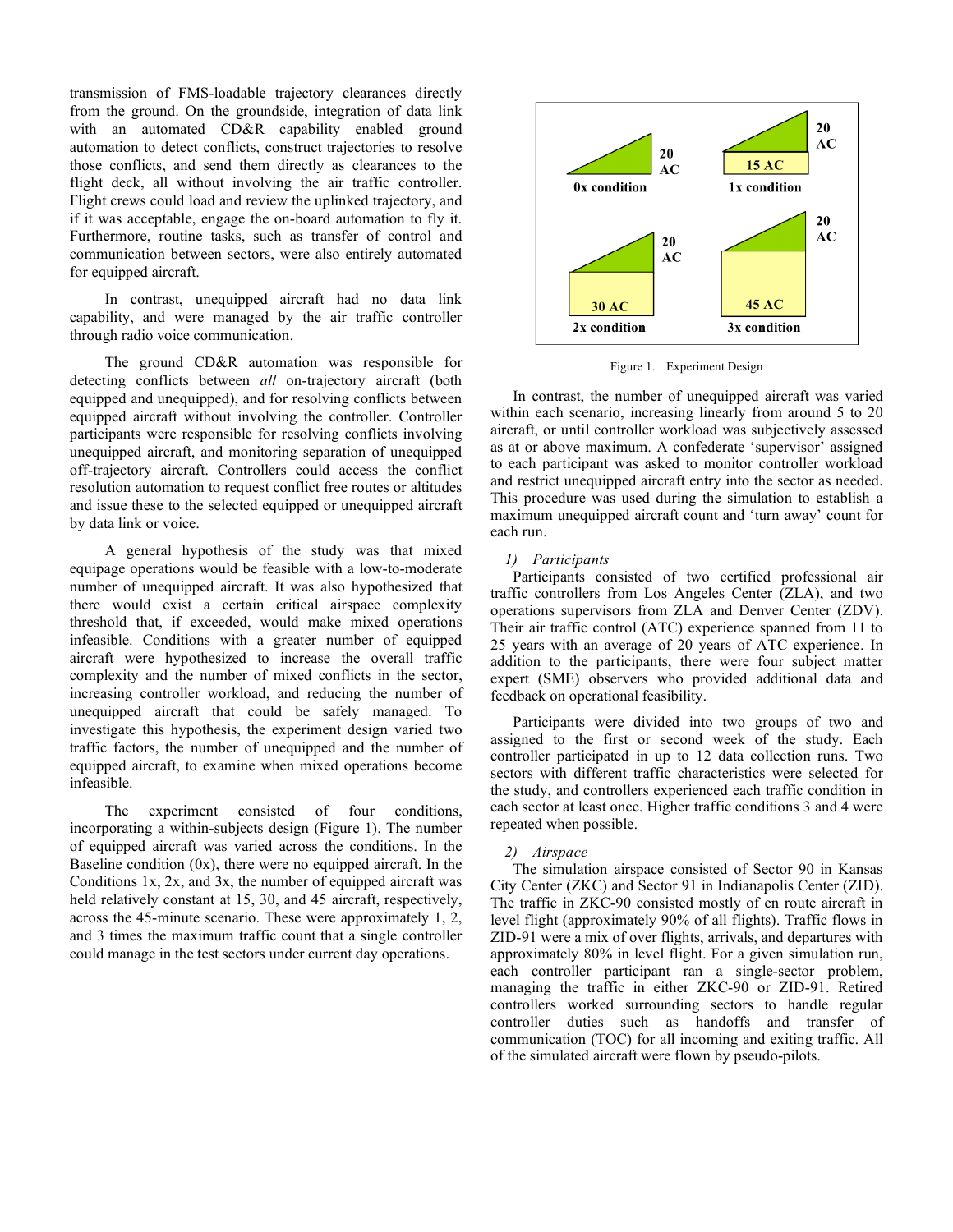transmission of FMS-loadable trajectory clearances directly from the ground. On the groundside, integration of data link with an automated CD&R capability enabled ground automation to detect conflicts, construct trajectories to resolve those conflicts, and send them directly as clearances to the flight deck, all without involving the air traffic controller. Flight crews could load and review the uplinked trajectory, and if it was acceptable, engage the on-board automation to fly it. Furthermore, routine tasks, such as transfer of control and communication between sectors, were also entirely automated for equipped aircraft.

In contrast, unequipped aircraft had no data link capability, and were managed by the air traffic controller through radio voice communication.

The ground CD&R automation was responsible for detecting conflicts between *all* on-trajectory aircraft (both equipped and unequipped), and for resolving conflicts between equipped aircraft without involving the controller. Controller participants were responsible for resolving conflicts involving unequipped aircraft, and monitoring separation of unequipped off-trajectory aircraft. Controllers could access the conflict resolution automation to request conflict free routes or altitudes and issue these to the selected equipped or unequipped aircraft by data link or voice.

A general hypothesis of the study was that mixed equipage operations would be feasible with a low-to-moderate number of unequipped aircraft. It was also hypothesized that there would exist a certain critical airspace complexity threshold that, if exceeded, would make mixed operations infeasible. Conditions with a greater number of equipped aircraft were hypothesized to increase the overall traffic complexity and the number of mixed conflicts in the sector, increasing controller workload, and reducing the number of unequipped aircraft that could be safely managed. To investigate this hypothesis, the experiment design varied two traffic factors, the number of unequipped and the number of equipped aircraft, to examine when mixed operations become infeasible.

The experiment consisted of four conditions, incorporating a within-subjects design (Figure 1). The number of equipped aircraft was varied across the conditions. In the Baseline condition (0x), there were no equipped aircraft. In the Conditions 1x, 2x, and 3x, the number of equipped aircraft was held relatively constant at 15, 30, and 45 aircraft, respectively, across the 45-minute scenario. These were approximately 1, 2, and 3 times the maximum traffic count that a single controller could manage in the test sectors under current day operations.

0x condition: 20 AC | 1x condition: 20 AC, 15 AC | 2x condition: 20 AC, 30 AC | 3x condition: 20 AC, 45 AC

Figure 1. Experiment Design

In contrast, the number of unequipped aircraft was varied within each scenario, increasing linearly from around 5 to 20 aircraft, or until controller workload was subjectively assessed as at or above maximum. A confederate 'supervisor' assigned to each participant was asked to monitor controller workload and restrict unequipped aircraft entry into the sector as needed. This procedure was used during the simulation to establish a maximum unequipped aircraft count and 'turn away' count for each run.

*1) Participants*

Participants consisted of two certified professional air traffic controllers from Los Angeles Center (ZLA), and two operations supervisors from ZLA and Denver Center (ZDV). Their air traffic control (ATC) experience spanned from 11 to 25 years with an average of 20 years of ATC experience. In addition to the participants, there were four subject matter expert (SME) observers who provided additional data and feedback on operational feasibility.

Participants were divided into two groups of two and assigned to the first or second week of the study. Each controller participated in up to 12 data collection runs. Two sectors with different traffic characteristics were selected for the study, and controllers experienced each traffic condition in each sector at least once. Higher traffic conditions 3 and 4 were repeated when possible.

*2) Airspace*

The simulation airspace consisted of Sector 90 in Kansas City Center (ZKC) and Sector 91 in Indianapolis Center (ZID). The traffic in ZKC-90 consisted mostly of en route aircraft in level flight (approximately 90% of all flights). Traffic flows in ZID-91 were a mix of over flights, arrivals, and departures with approximately 80% in level flight. For a given simulation run, each controller participant ran a single-sector problem, managing the traffic in either ZKC-90 or ZID-91. Retired controllers worked surrounding sectors to handle regular controller duties such as handoffs and transfer of communication (TOC) for all incoming and exiting traffic. All of the simulated aircraft were flown by pseudo-pilots.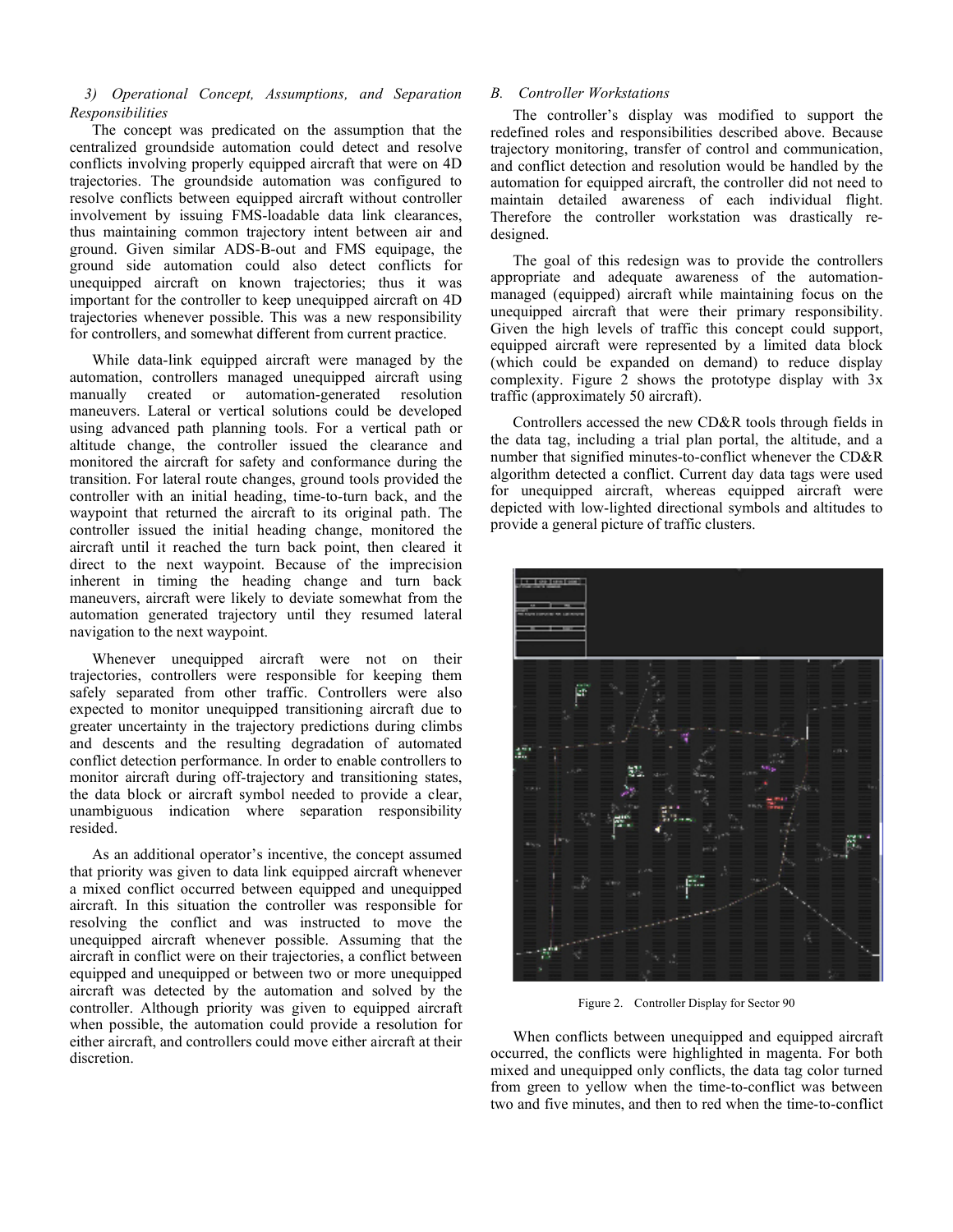*3) Operational Concept, Assumptions, and Separation Responsibilities*

The concept was predicated on the assumption that the centralized groundside automation could detect and resolve conflicts involving properly equipped aircraft that were on 4D trajectories. The groundside automation was configured to resolve conflicts between equipped aircraft without controller involvement by issuing FMS-loadable data link clearances, thus maintaining common trajectory intent between air and ground. Given similar ADS-B-out and FMS equipage, the ground side automation could also detect conflicts for unequipped aircraft on known trajectories; thus it was important for the controller to keep unequipped aircraft on 4D trajectories whenever possible. This was a new responsibility for controllers, and somewhat different from current practice.

While data-link equipped aircraft were managed by the automation, controllers managed unequipped aircraft using manually created or automation-generated resolution maneuvers. Lateral or vertical solutions could be developed using advanced path planning tools. For a vertical path or altitude change, the controller issued the clearance and monitored the aircraft for safety and conformance during the transition. For lateral route changes, ground tools provided the controller with an initial heading, time-to-turn back, and the waypoint that returned the aircraft to its original path. The controller issued the initial heading change, monitored the aircraft until it reached the turn back point, then cleared it direct to the next waypoint. Because of the imprecision inherent in timing the heading change and turn back maneuvers, aircraft were likely to deviate somewhat from the automation generated trajectory until they resumed lateral navigation to the next waypoint.

Whenever unequipped aircraft were not on their trajectories, controllers were responsible for keeping them safely separated from other traffic. Controllers were also expected to monitor unequipped transitioning aircraft due to greater uncertainty in the trajectory predictions during climbs and descents and the resulting degradation of automated conflict detection performance. In order to enable controllers to monitor aircraft during off-trajectory and transitioning states, the data block or aircraft symbol needed to provide a clear, unambiguous indication where separation responsibility resided.

As an additional operator's incentive, the concept assumed that priority was given to data link equipped aircraft whenever a mixed conflict occurred between equipped and unequipped aircraft. In this situation the controller was responsible for resolving the conflict and was instructed to move the unequipped aircraft whenever possible. Assuming that the aircraft in conflict were on their trajectories, a conflict between equipped and unequipped or between two or more unequipped aircraft was detected by the automation and solved by the controller. Although priority was given to equipped aircraft when possible, the automation could provide a resolution for either aircraft, and controllers could move either aircraft at their discretion.

## *B. Controller Workstations*

The controller's display was modified to support the redefined roles and responsibilities described above. Because trajectory monitoring, transfer of control and communication, and conflict detection and resolution would be handled by the automation for equipped aircraft, the controller did not need to maintain detailed awareness of each individual flight. Therefore the controller workstation was drastically re-designed.

The goal of this redesign was to provide the controllers appropriate and adequate awareness of the automation-managed (equipped) aircraft while maintaining focus on the unequipped aircraft that were their primary responsibility. Given the high levels of traffic this concept could support, equipped aircraft were represented by a limited data block (which could be expanded on demand) to reduce display complexity. Figure 2 shows the prototype display with 3x traffic (approximately 50 aircraft).

Controllers accessed the new CD&R tools through fields in the data tag, including a trial plan portal, the altitude, and a number that signified minutes-to-conflict whenever the CD&R algorithm detected a conflict. Current day data tags were used for unequipped aircraft, whereas equipped aircraft were depicted with low-lighted directional symbols and altitudes to provide a general picture of traffic clusters.

Figure 2. Controller Display for Sector 90

When conflicts between unequipped and equipped aircraft occurred, the conflicts were highlighted in magenta. For both mixed and unequipped only conflicts, the data tag color turned from green to yellow when the time-to-conflict was between two and five minutes, and then to red when the time-to-conflict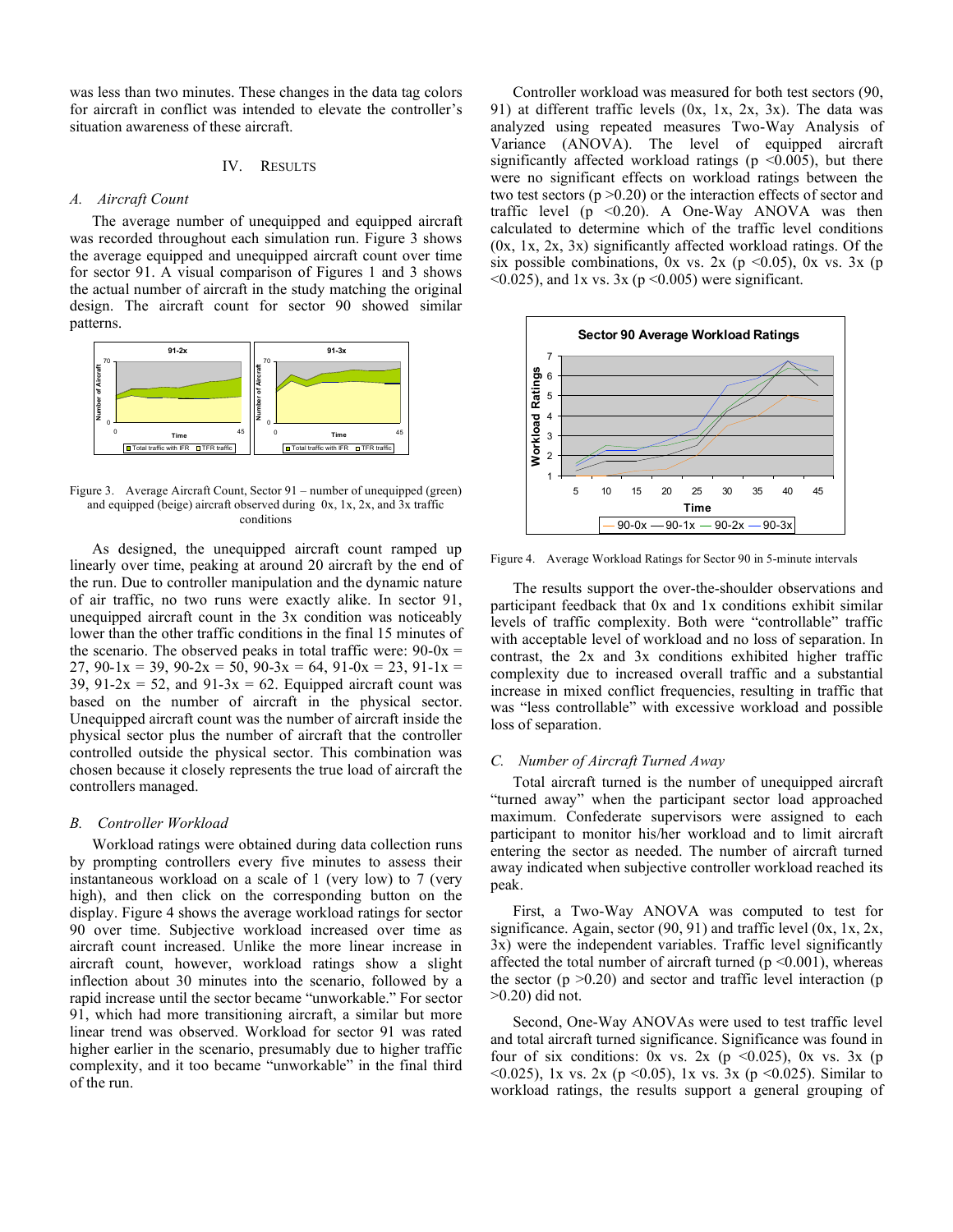was less than two minutes. These changes in the data tag colors for aircraft in conflict was intended to elevate the controller's situation awareness of these aircraft.

## IV. Results

### A. Aircraft Count

The average number of unequipped and equipped aircraft was recorded throughout each simulation run. Figure 3 shows the average equipped and unequipped aircraft count over time for sector 91. A visual comparison of Figures 1 and 3 shows the actual number of aircraft in the study matching the original design. The aircraft count for sector 90 showed similar patterns.

Figure 3. Average Aircraft Count, Sector 91 – number of unequipped (green) and equipped (beige) aircraft observed during 0x, 1x, 2x, and 3x traffic conditions

As designed, the unequipped aircraft count ramped up linearly over time, peaking at around 20 aircraft by the end of the run. Due to controller manipulation and the dynamic nature of air traffic, no two runs were exactly alike. In sector 91, unequipped aircraft count in the 3x condition was noticeably lower than the other traffic conditions in the final 15 minutes of the scenario. The observed peaks in total traffic were: 90-0x = 27, 90-1x = 39, 90-2x = 50, 90-3x = 64, 91-0x = 23, 91-1x = 39, 91-2x = 52, and 91-3x = 62. Equipped aircraft count was based on the number of aircraft in the physical sector. Unequipped aircraft count was the number of aircraft inside the physical sector plus the number of aircraft that the controller controlled outside the physical sector. This combination was chosen because it closely represents the true load of aircraft the controllers managed.

### B. Controller Workload

Workload ratings were obtained during data collection runs by prompting controllers every five minutes to assess their instantaneous workload on a scale of 1 (very low) to 7 (very high), and then click on the corresponding button on the display. Figure 4 shows the average workload ratings for sector 90 over time. Subjective workload increased over time as aircraft count increased. Unlike the more linear increase in aircraft count, however, workload ratings show a slight inflection about 30 minutes into the scenario, followed by a rapid increase until the sector became "unworkable." For sector 91, which had more transitioning aircraft, a similar but more linear trend was observed. Workload for sector 91 was rated higher earlier in the scenario, presumably due to higher traffic complexity, and it too became "unworkable" in the final third of the run.

Controller workload was measured for both test sectors (90, 91) at different traffic levels (0x, 1x, 2x, 3x). The data was analyzed using repeated measures Two-Way Analysis of Variance (ANOVA). The level of equipped aircraft significantly affected workload ratings ($p < 0.005$), but there were no significant effects on workload ratings between the two test sectors ($p > 0.20$) or the interaction effects of sector and traffic level ($p < 0.20$). A One-Way ANOVA was then calculated to determine which of the traffic level conditions (0x, 1x, 2x, 3x) significantly affected workload ratings. Of the six possible combinations, 0x vs. 2x ($p < 0.05$), 0x vs. 3x ($p < 0.025$), and 1x vs. 3x ($p < 0.005$) were significant.

Figure 4. Average Workload Ratings for Sector 90 in 5-minute intervals

The results support the over-the-shoulder observations and participant feedback that 0x and 1x conditions exhibit similar levels of traffic complexity. Both were "controllable" traffic with acceptable level of workload and no loss of separation. In contrast, the 2x and 3x conditions exhibited higher traffic complexity due to increased overall traffic and a substantial increase in mixed conflict frequencies, resulting in traffic that was "less controllable" with excessive workload and possible loss of separation.

### C. Number of Aircraft Turned Away

Total aircraft turned is the number of unequipped aircraft "turned away" when the participant sector load approached maximum. Confederate supervisors were assigned to each participant to monitor his/her workload and to limit aircraft entering the sector as needed. The number of aircraft turned away indicated when subjective controller workload reached its peak.

First, a Two-Way ANOVA was computed to test for significance. Again, sector (90, 91) and traffic level (0x, 1x, 2x, 3x) were the independent variables. Traffic level significantly affected the total number of aircraft turned ($p < 0.001$), whereas the sector ($p > 0.20$) and sector and traffic level interaction ($p > 0.20$) did not.

Second, One-Way ANOVAs were used to test traffic level and total aircraft turned significance. Significance was found in four of six conditions: 0x vs. 2x ($p < 0.025$), 0x vs. 3x ($p < 0.025$), 1x vs. 2x ($p < 0.05$), 1x vs. 3x ($p < 0.025$). Similar to workload ratings, the results support a general grouping of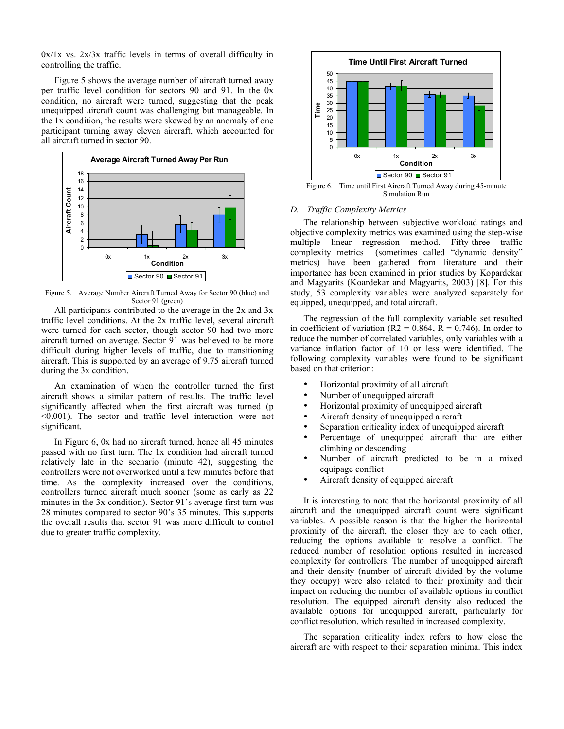0x/1x vs. 2x/3x traffic levels in terms of overall difficulty in controlling the traffic.

Figure 5 shows the average number of aircraft turned away per traffic level condition for sectors 90 and 91. In the 0x condition, no aircraft were turned, suggesting that the peak unequipped aircraft count was challenging but manageable. In the 1x condition, the results were skewed by an anomaly of one participant turning away eleven aircraft, which accounted for all aircraft turned in sector 90.

Figure 5. Average Number Aircraft Turned Away for Sector 90 (blue) and Sector 91 (green)

All participants contributed to the average in the 2x and 3x traffic level conditions. At the 2x traffic level, several aircraft were turned for each sector, though sector 90 had two more aircraft turned on average. Sector 91 was believed to be more difficult during higher levels of traffic, due to transitioning aircraft. This is supported by an average of 9.75 aircraft turned during the 3x condition.

An examination of when the controller turned the first aircraft shows a similar pattern of results. The traffic level significantly affected when the first aircraft was turned ($p < 0.001$). The sector and traffic level interaction were not significant.

In Figure 6, 0x had no aircraft turned, hence all 45 minutes passed with no first turn. The 1x condition had aircraft turned relatively late in the scenario (minute 42), suggesting the controllers were not overworked until a few minutes before that time. As the complexity increased over the conditions, controllers turned aircraft much sooner (some as early as 22 minutes in the 3x condition). Sector 91's average first turn was 28 minutes compared to sector 90's 35 minutes. This supports the overall results that sector 91 was more difficult to control due to greater traffic complexity.

Figure 6. Time until First Aircraft Turned Away during 45-minute Simulation Run

### D. Traffic Complexity Metrics

The relationship between subjective workload ratings and objective complexity metrics was examined using the step-wise multiple linear regression method. Fifty-three traffic complexity metrics (sometimes called "dynamic density" metrics) have been gathered from literature and their importance has been examined in prior studies by Kopardekar and Magyarits (Koardekar and Magyarits, 2003) [8]. For this study, 53 complexity variables were analyzed separately for equipped, unequipped, and total aircraft.

The regression of the full complexity variable set resulted in coefficient of variation ($R2 = 0.864$, $R = 0.746$). In order to reduce the number of correlated variables, only variables with a variance inflation factor of 10 or less were identified. The following complexity variables were found to be significant based on that criterion:

- Horizontal proximity of all aircraft
- Number of unequipped aircraft
- Horizontal proximity of unequipped aircraft
- Aircraft density of unequipped aircraft
- Separation criticality index of unequipped aircraft
- Percentage of unequipped aircraft that are either climbing or descending
- Number of aircraft predicted to be in a mixed equipage conflict
- Aircraft density of equipped aircraft

It is interesting to note that the horizontal proximity of all aircraft and the unequipped aircraft count were significant variables. A possible reason is that the higher the horizontal proximity of the aircraft, the closer they are to each other, reducing the options available to resolve a conflict. The reduced number of resolution options resulted in increased complexity for controllers. The number of unequipped aircraft and their density (number of aircraft divided by the volume they occupy) were also related to their proximity and their impact on reducing the number of available options in conflict resolution. The equipped aircraft density also reduced the available options for unequipped aircraft, particularly for conflict resolution, which resulted in increased complexity.

The separation criticality index refers to how close the aircraft are with respect to their separation minima. This index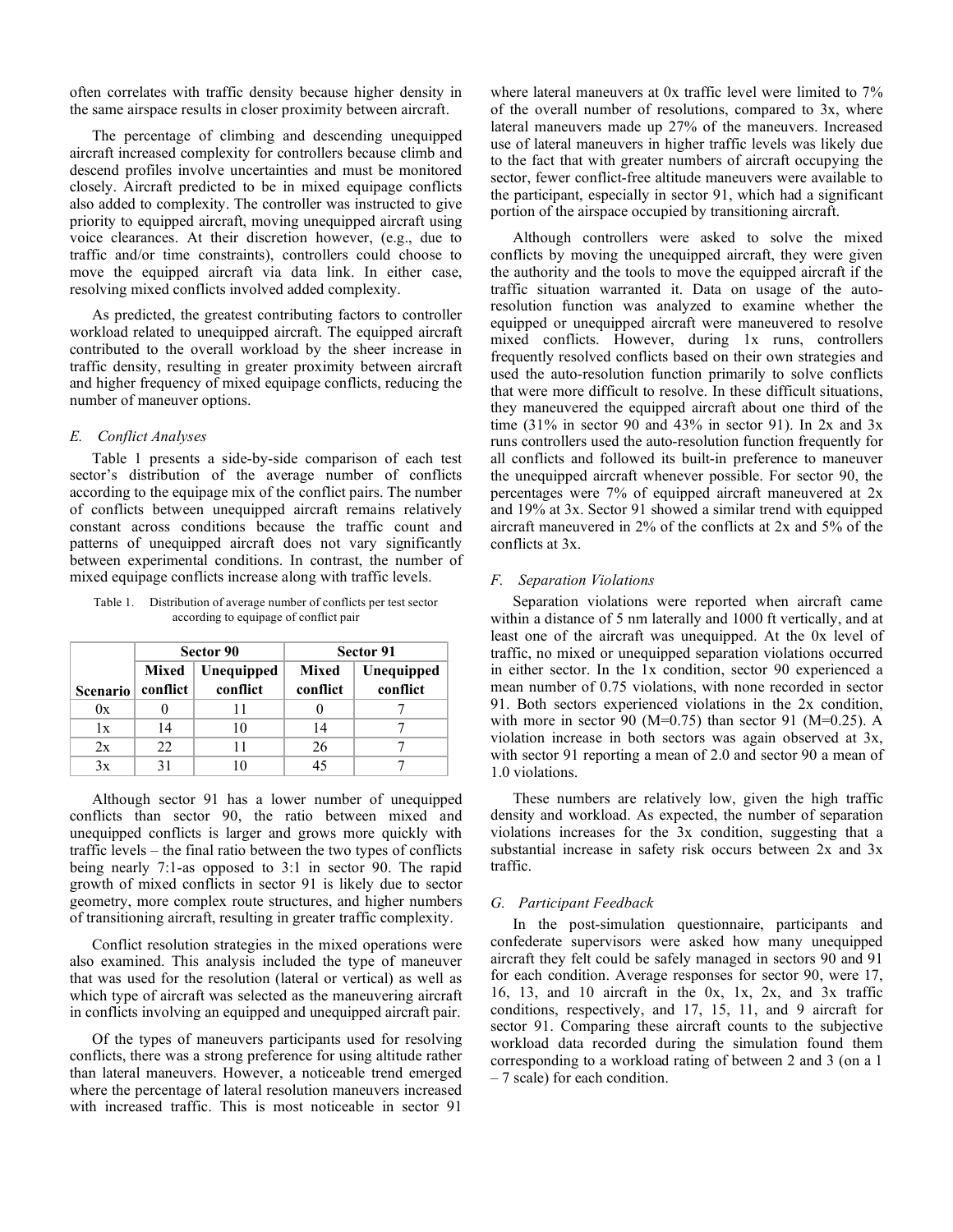often correlates with traffic density because higher density in the same airspace results in closer proximity between aircraft.

The percentage of climbing and descending unequipped aircraft increased complexity for controllers because climb and descend profiles involve uncertainties and must be monitored closely. Aircraft predicted to be in mixed equipage conflicts also added to complexity. The controller was instructed to give priority to equipped aircraft, moving unequipped aircraft using voice clearances. At their discretion however, (e.g., due to traffic and/or time constraints), controllers could choose to move the equipped aircraft via data link. In either case, resolving mixed conflicts involved added complexity.

As predicted, the greatest contributing factors to controller workload related to unequipped aircraft. The equipped aircraft contributed to the overall workload by the sheer increase in traffic density, resulting in greater proximity between aircraft and higher frequency of mixed equipage conflicts, reducing the number of maneuver options.

### *E. Conflict Analyses*

Table 1 presents a side-by-side comparison of each test sector's distribution of the average number of conflicts according to the equipage mix of the conflict pairs. The number of conflicts between unequipped aircraft remains relatively constant across conditions because the traffic count and patterns of unequipped aircraft does not vary significantly between experimental conditions. In contrast, the number of mixed equipage conflicts increase along with traffic levels.

Table 1. Distribution of average number of conflicts per test sector according to equipage of conflict pair

| | Sector 90 | | Sector 91 | |
|---|---|---|---|---|
| Scenario | Mixed conflict | Unequipped conflict | Mixed conflict | Unequipped conflict |
| 0x | 0 | 11 | 0 | 7 |
| 1x | 14 | 10 | 14 | 7 |
| 2x | 22 | 11 | 26 | 7 |
| 3x | 31 | 10 | 45 | 7 |

Although sector 91 has a lower number of unequipped conflicts than sector 90, the ratio between mixed and unequipped conflicts is larger and grows more quickly with traffic levels – the final ratio between the two types of conflicts being nearly 7:1-as opposed to 3:1 in sector 90. The rapid growth of mixed conflicts in sector 91 is likely due to sector geometry, more complex route structures, and higher numbers of transitioning aircraft, resulting in greater traffic complexity.

Conflict resolution strategies in the mixed operations were also examined. This analysis included the type of maneuver that was used for the resolution (lateral or vertical) as well as which type of aircraft was selected as the maneuvering aircraft in conflicts involving an equipped and unequipped aircraft pair.

Of the types of maneuvers participants used for resolving conflicts, there was a strong preference for using altitude rather than lateral maneuvers. However, a noticeable trend emerged where the percentage of lateral resolution maneuvers increased with increased traffic. This is most noticeable in sector 91 where lateral maneuvers at 0x traffic level were limited to 7% of the overall number of resolutions, compared to 3x, where lateral maneuvers made up 27% of the maneuvers. Increased use of lateral maneuvers in higher traffic levels was likely due to the fact that with greater numbers of aircraft occupying the sector, fewer conflict-free altitude maneuvers were available to the participant, especially in sector 91, which had a significant portion of the airspace occupied by transitioning aircraft.

Although controllers were asked to solve the mixed conflicts by moving the unequipped aircraft, they were given the authority and the tools to move the equipped aircraft if the traffic situation warranted it. Data on usage of the auto-resolution function was analyzed to examine whether the equipped or unequipped aircraft were maneuvered to resolve mixed conflicts. However, during 1x runs, controllers frequently resolved conflicts based on their own strategies and used the auto-resolution function primarily to solve conflicts that were more difficult to resolve. In these difficult situations, they maneuvered the equipped aircraft about one third of the time (31% in sector 90 and 43% in sector 91). In 2x and 3x runs controllers used the auto-resolution function frequently for all conflicts and followed its built-in preference to maneuver the unequipped aircraft whenever possible. For sector 90, the percentages were 7% of equipped aircraft maneuvered at 2x and 19% at 3x. Sector 91 showed a similar trend with equipped aircraft maneuvered in 2% of the conflicts at 2x and 5% of the conflicts at 3x.

### *F. Separation Violations*

Separation violations were reported when aircraft came within a distance of 5 nm laterally and 1000 ft vertically, and at least one of the aircraft was unequipped. At the 0x level of traffic, no mixed or unequipped separation violations occurred in either sector. In the 1x condition, sector 90 experienced a mean number of 0.75 violations, with none recorded in sector 91. Both sectors experienced violations in the 2x condition, with more in sector 90 (M=0.75) than sector 91 (M=0.25). A violation increase in both sectors was again observed at 3x, with sector 91 reporting a mean of 2.0 and sector 90 a mean of 1.0 violations.

These numbers are relatively low, given the high traffic density and workload. As expected, the number of separation violations increases for the 3x condition, suggesting that a substantial increase in safety risk occurs between 2x and 3x traffic.

### *G. Participant Feedback*

In the post-simulation questionnaire, participants and confederate supervisors were asked how many unequipped aircraft they felt could be safely managed in sectors 90 and 91 for each condition. Average responses for sector 90, were 17, 16, 13, and 10 aircraft in the 0x, 1x, 2x, and 3x traffic conditions, respectively, and 17, 15, 11, and 9 aircraft for sector 91. Comparing these aircraft counts to the subjective workload data recorded during the simulation found them corresponding to a workload rating of between 2 and 3 (on a 1 – 7 scale) for each condition.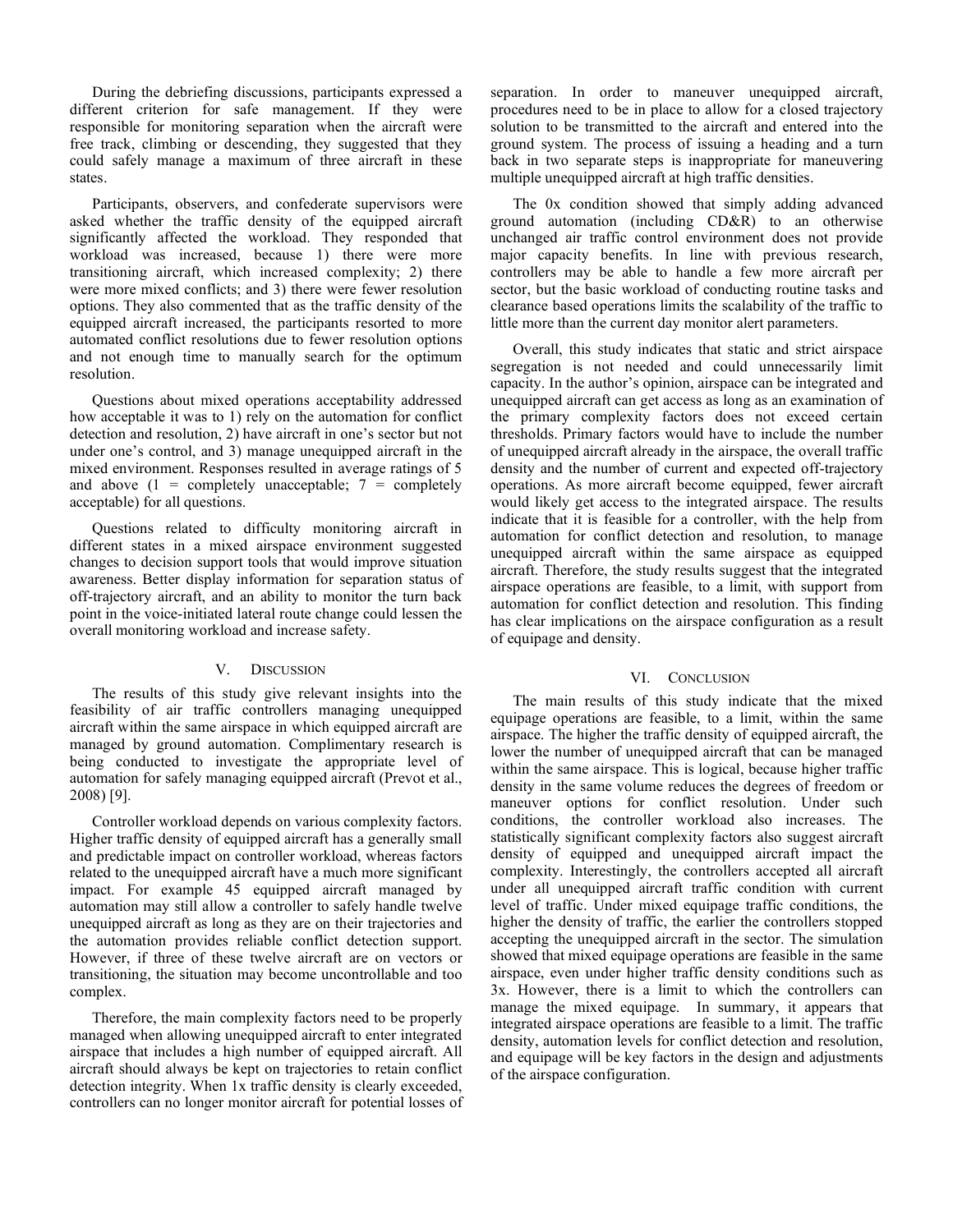During the debriefing discussions, participants expressed a different criterion for safe management. If they were responsible for monitoring separation when the aircraft were free track, climbing or descending, they suggested that they could safely manage a maximum of three aircraft in these states.

Participants, observers, and confederate supervisors were asked whether the traffic density of the equipped aircraft significantly affected the workload. They responded that workload was increased, because 1) there were more transitioning aircraft, which increased complexity; 2) there were more mixed conflicts; and 3) there were fewer resolution options. They also commented that as the traffic density of the equipped aircraft increased, the participants resorted to more automated conflict resolutions due to fewer resolution options and not enough time to manually search for the optimum resolution.

Questions about mixed operations acceptability addressed how acceptable it was to 1) rely on the automation for conflict detection and resolution, 2) have aircraft in one's sector but not under one's control, and 3) manage unequipped aircraft in the mixed environment. Responses resulted in average ratings of 5 and above (1 = completely unacceptable; 7 = completely acceptable) for all questions.

Questions related to difficulty monitoring aircraft in different states in a mixed airspace environment suggested changes to decision support tools that would improve situation awareness. Better display information for separation status of off-trajectory aircraft, and an ability to monitor the turn back point in the voice-initiated lateral route change could lessen the overall monitoring workload and increase safety.

## V. Discussion

The results of this study give relevant insights into the feasibility of air traffic controllers managing unequipped aircraft within the same airspace in which equipped aircraft are managed by ground automation. Complimentary research is being conducted to investigate the appropriate level of automation for safely managing equipped aircraft (Prevot et al., 2008) [9].

Controller workload depends on various complexity factors. Higher traffic density of equipped aircraft has a generally small and predictable impact on controller workload, whereas factors related to the unequipped aircraft have a much more significant impact. For example 45 equipped aircraft managed by automation may still allow a controller to safely handle twelve unequipped aircraft as long as they are on their trajectories and the automation provides reliable conflict detection support. However, if three of these twelve aircraft are on vectors or transitioning, the situation may become uncontrollable and too complex.

Therefore, the main complexity factors need to be properly managed when allowing unequipped aircraft to enter integrated airspace that includes a high number of equipped aircraft. All aircraft should always be kept on trajectories to retain conflict detection integrity. When 1x traffic density is clearly exceeded, controllers can no longer monitor aircraft for potential losses of separation. In order to maneuver unequipped aircraft, procedures need to be in place to allow for a closed trajectory solution to be transmitted to the aircraft and entered into the ground system. The process of issuing a heading and a turn back in two separate steps is inappropriate for maneuvering multiple unequipped aircraft at high traffic densities.

The 0x condition showed that simply adding advanced ground automation (including CD&R) to an otherwise unchanged air traffic control environment does not provide major capacity benefits. In line with previous research, controllers may be able to handle a few more aircraft per sector, but the basic workload of conducting routine tasks and clearance based operations limits the scalability of the traffic to little more than the current day monitor alert parameters.

Overall, this study indicates that static and strict airspace segregation is not needed and could unnecessarily limit capacity. In the author's opinion, airspace can be integrated and unequipped aircraft can get access as long as an examination of the primary complexity factors does not exceed certain thresholds. Primary factors would have to include the number of unequipped aircraft already in the airspace, the overall traffic density and the number of current and expected off-trajectory operations. As more aircraft become equipped, fewer aircraft would likely get access to the integrated airspace. The results indicate that it is feasible for a controller, with the help from automation for conflict detection and resolution, to manage unequipped aircraft within the same airspace as equipped aircraft. Therefore, the study results suggest that the integrated airspace operations are feasible, to a limit, with support from automation for conflict detection and resolution. This finding has clear implications on the airspace configuration as a result of equipage and density.

## VI. Conclusion

The main results of this study indicate that the mixed equipage operations are feasible, to a limit, within the same airspace. The higher the traffic density of equipped aircraft, the lower the number of unequipped aircraft that can be managed within the same airspace. This is logical, because higher traffic density in the same volume reduces the degrees of freedom or maneuver options for conflict resolution. Under such conditions, the controller workload also increases. The statistically significant complexity factors also suggest aircraft density of equipped and unequipped aircraft impact the complexity. Interestingly, the controllers accepted all aircraft under all unequipped aircraft traffic condition with current level of traffic. Under mixed equipage traffic conditions, the higher the density of traffic, the earlier the controllers stopped accepting the unequipped aircraft in the sector. The simulation showed that mixed equipage operations are feasible in the same airspace, even under higher traffic density conditions such as 3x. However, there is a limit to which the controllers can manage the mixed equipage. In summary, it appears that integrated airspace operations are feasible to a limit. The traffic density, automation levels for conflict detection and resolution, and equipage will be key factors in the design and adjustments of the airspace configuration.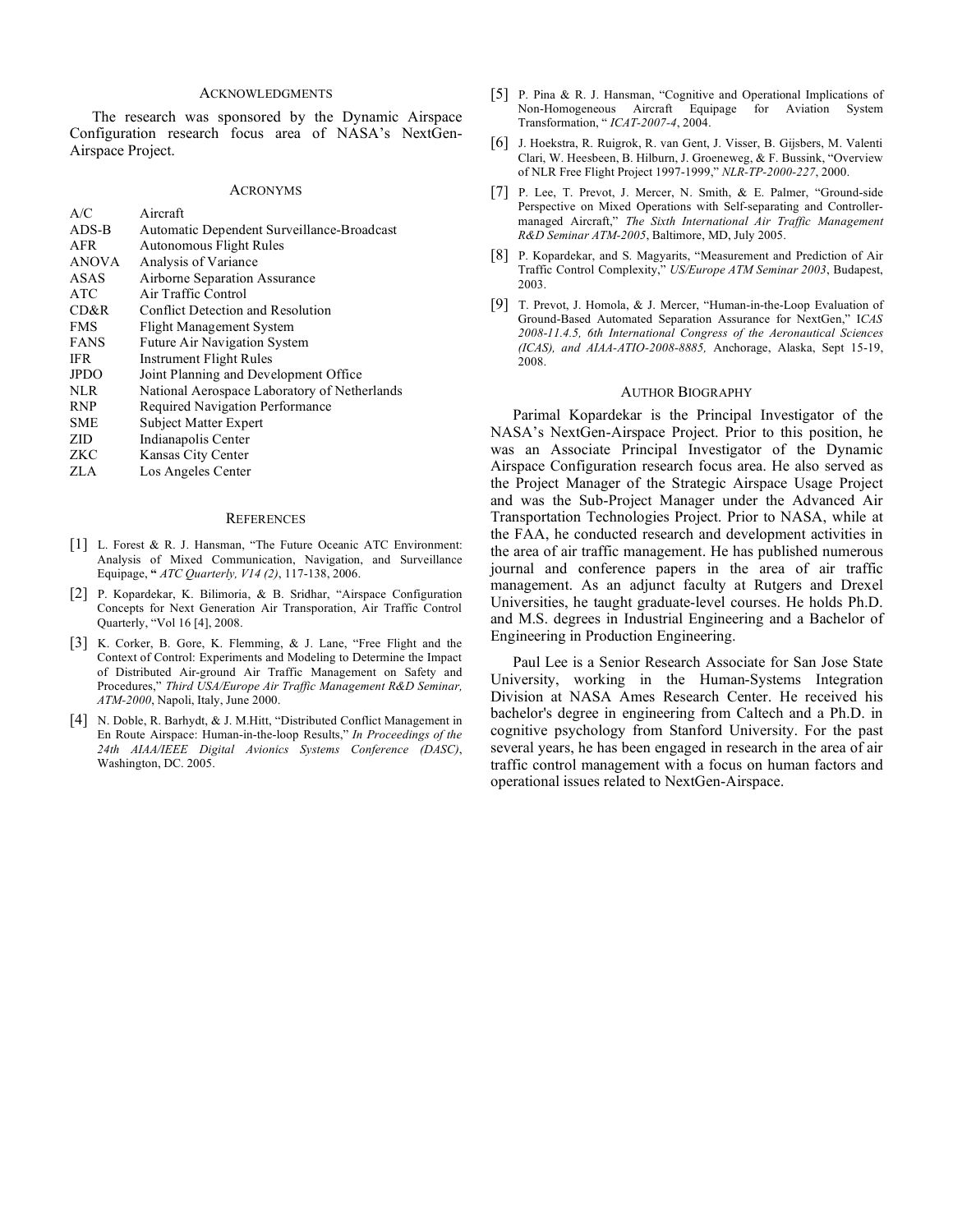## ACKNOWLEDGMENTS

The research was sponsored by the Dynamic Airspace Configuration research focus area of NASA's NextGen-Airspace Project.

## ACRONYMS

| | |
|---|---|
| A/C | Aircraft |
| ADS-B | Automatic Dependent Surveillance-Broadcast |
| AFR | Autonomous Flight Rules |
| ANOVA | Analysis of Variance |
| ASAS | Airborne Separation Assurance |
| ATC | Air Traffic Control |
| CD&R | Conflict Detection and Resolution |
| FMS | Flight Management System |
| FANS | Future Air Navigation System |
| IFR | Instrument Flight Rules |
| JPDO | Joint Planning and Development Office |
| NLR | National Aerospace Laboratory of Netherlands |
| RNP | Required Navigation Performance |
| SME | Subject Matter Expert |
| ZID | Indianapolis Center |
| ZKC | Kansas City Center |
| ZLA | Los Angeles Center |

## REFERENCES

[1] L. Forest & R. J. Hansman, "The Future Oceanic ATC Environment: Analysis of Mixed Communication, Navigation, and Surveillance Equipage, " *ATC Quarterly, V14 (2)*, 117-138, 2006.

[2] P. Kopardekar, K. Bilimoria, & B. Sridhar, "Airspace Configuration Concepts for Next Generation Air Transporation, Air Traffic Control Quarterly, "Vol 16 [4], 2008.

[3] K. Corker, B. Gore, K. Flemming, & J. Lane, "Free Flight and the Context of Control: Experiments and Modeling to Determine the Impact of Distributed Air-ground Air Traffic Management on Safety and Procedures," *Third USA/Europe Air Traffic Management R&D Seminar, ATM-2000*, Napoli, Italy, June 2000.

[4] N. Doble, R. Barhydt, & J. M.Hitt, "Distributed Conflict Management in En Route Airspace: Human-in-the-loop Results," *In Proceedings of the 24th AIAA/IEEE Digital Avionics Systems Conference (DASC)*, Washington, DC. 2005.

[5] P. Pina & R. J. Hansman, "Cognitive and Operational Implications of Non-Homogeneous Aircraft Equipage for Aviation System Transformation, " *ICAT-2007-4*, 2004.

[6] J. Hoekstra, R. Ruigrok, R. van Gent, J. Visser, B. Gijsbers, M. Valenti Clari, W. Heesbeen, B. Hilburn, J. Groeneweg, & F. Bussink, "Overview of NLR Free Flight Project 1997-1999," *NLR-TP-2000-227*, 2000.

[7] P. Lee, T. Prevot, J. Mercer, N. Smith, & E. Palmer, "Ground-side Perspective on Mixed Operations with Self-separating and Controller-managed Aircraft," *The Sixth International Air Traffic Management R&D Seminar ATM-2005*, Baltimore, MD, July 2005.

[8] P. Kopardekar, and S. Magyarits, "Measurement and Prediction of Air Traffic Control Complexity," *US/Europe ATM Seminar 2003*, Budapest, 2003.

[9] T. Prevot, J. Homola, & J. Mercer, "Human-in-the-Loop Evaluation of Ground-Based Automated Separation Assurance for NextGen," I*CAS 2008-11.4.5, 6th International Congress of the Aeronautical Sciences (ICAS), and AIAA-ATIO-2008-8885,* Anchorage, Alaska, Sept 15-19, 2008.

## AUTHOR BIOGRAPHY

Parimal Kopardekar is the Principal Investigator of the NASA's NextGen-Airspace Project. Prior to this position, he was an Associate Principal Investigator of the Dynamic Airspace Configuration research focus area. He also served as the Project Manager of the Strategic Airspace Usage Project and was the Sub-Project Manager under the Advanced Air Transportation Technologies Project. Prior to NASA, while at the FAA, he conducted research and development activities in the area of air traffic management. He has published numerous journal and conference papers in the area of air traffic management. As an adjunct faculty at Rutgers and Drexel Universities, he taught graduate-level courses. He holds Ph.D. and M.S. degrees in Industrial Engineering and a Bachelor of Engineering in Production Engineering.

Paul Lee is a Senior Research Associate for San Jose State University, working in the Human-Systems Integration Division at NASA Ames Research Center. He received his bachelor's degree in engineering from Caltech and a Ph.D. in cognitive psychology from Stanford University. For the past several years, he has been engaged in research in the area of air traffic control management with a focus on human factors and operational issues related to NextGen-Airspace.